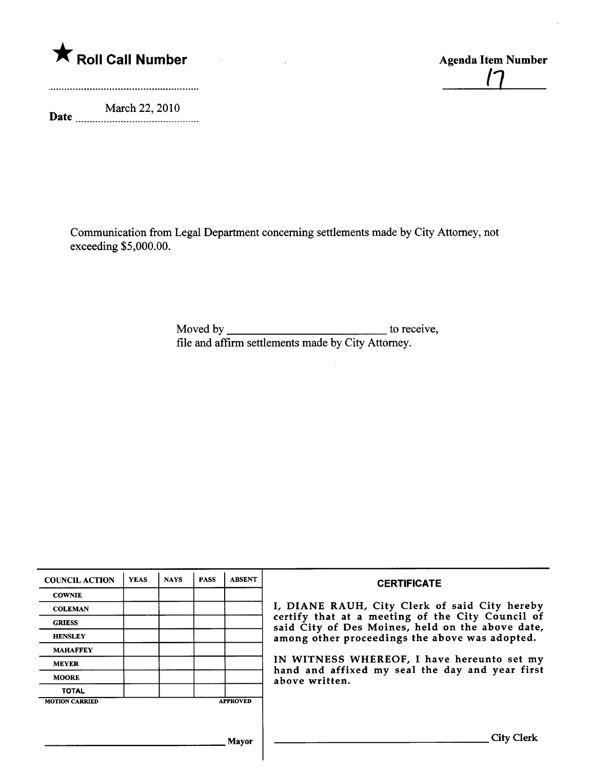★ **Roll Call Number**

**Agenda Item Number**

17

**Date** March 22, 2010

Communication from Legal Department concerning settlements made by City Attorney, not exceeding $5,000.00.

Moved by ___________________________ to receive, file and affirm settlements made by City Attorney.

| COUNCIL ACTION | YEAS | NAYS | PASS | ABSENT |
| --- | --- | --- | --- | --- |
| COWNIE | | | | |
| COLEMAN | | | | |
| GRIESS | | | | |
| HENSLEY | | | | |
| MAHAFFEY | | | | |
| MEYER | | | | |
| MOORE | | | | |
| TOTAL | | | | |

MOTION CARRIED APPROVED

_____________________________ Mayor

**CERTIFICATE**

I, DIANE RAUH, City Clerk of said City hereby certify that at a meeting of the City Council of said City of Des Moines, held on the above date, among other proceedings the above was adopted.

IN WITNESS WHEREOF, I have hereunto set my hand and affixed my seal the day and year first above written.

_____________________________ City Clerk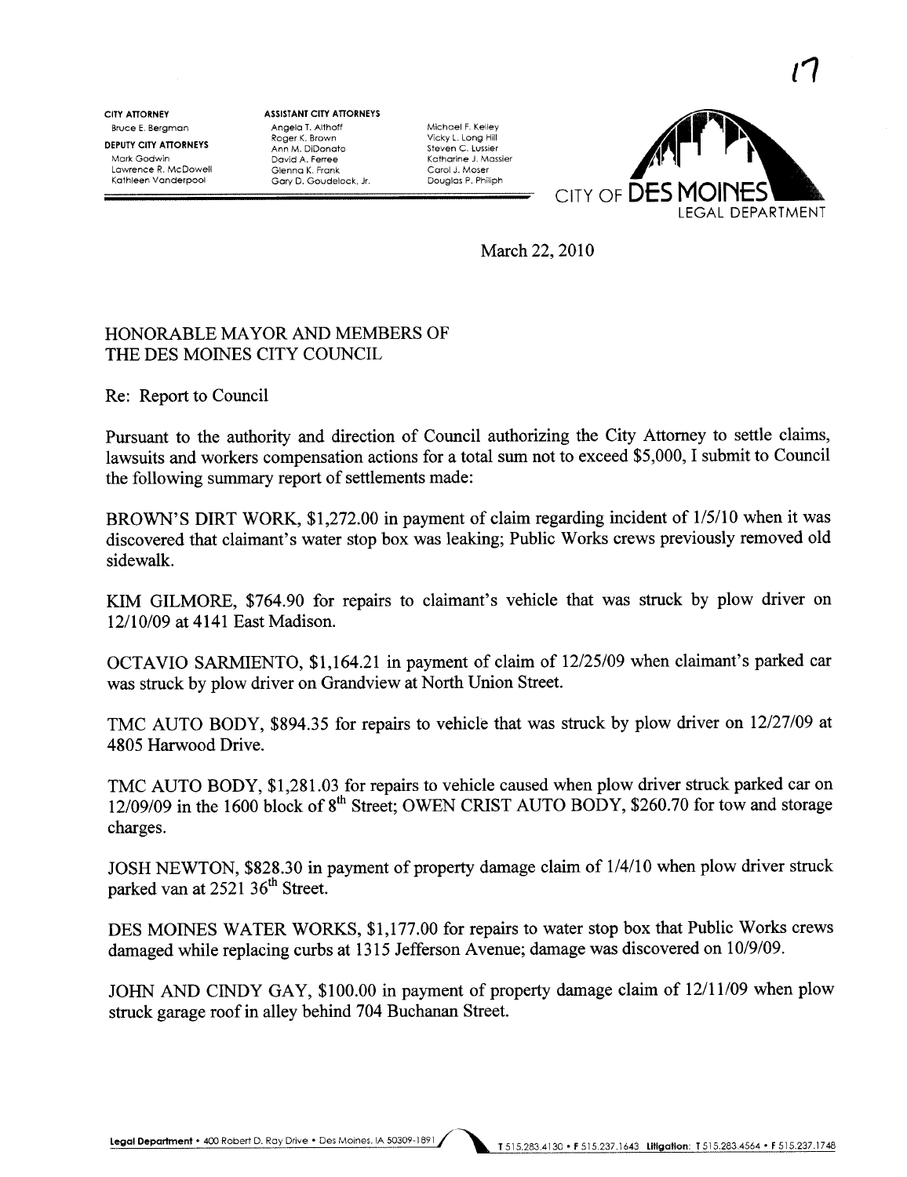CITY ATTORNEY
Bruce E. Bergman

DEPUTY CITY ATTORNEYS
Mark Godwin
Lawrence R. McDowell
Kathleen Vanderpool

ASSISTANT CITY ATTORNEYS
Angela T. Althoff
Roger K. Brown
Ann M. DiDonato
David A. Ferree
Glenna K. Frank
Gary D. Goudelock, Jr.
Michael F. Kelley
Vicky L. Long Hill
Steven C. Lussier
Katharine J. Massier
Carol J. Moser
Douglas P. Philiph

CITY OF DES MOINES LEGAL DEPARTMENT

March 22, 2010

HONORABLE MAYOR AND MEMBERS OF THE DES MOINES CITY COUNCIL

Re: Report to Council

Pursuant to the authority and direction of Council authorizing the City Attorney to settle claims, lawsuits and workers compensation actions for a total sum not to exceed $5,000, I submit to Council the following summary report of settlements made:

BROWN'S DIRT WORK, $1,272.00 in payment of claim regarding incident of 1/5/10 when it was discovered that claimant's water stop box was leaking; Public Works crews previously removed old sidewalk.

KIM GILMORE, $764.90 for repairs to claimant's vehicle that was struck by plow driver on 12/10/09 at 4141 East Madison.

OCTAVIO SARMIENTO, $1,164.21 in payment of claim of 12/25/09 when claimant's parked car was struck by plow driver on Grandview at North Union Street.

TMC AUTO BODY, $894.35 for repairs to vehicle that was struck by plow driver on 12/27/09 at 4805 Harwood Drive.

TMC AUTO BODY, $1,281.03 for repairs to vehicle caused when plow driver struck parked car on 12/09/09 in the 1600 block of 8th Street; OWEN CRIST AUTO BODY, $260.70 for tow and storage charges.

JOSH NEWTON, $828.30 in payment of property damage claim of 1/4/10 when plow driver struck parked van at 2521 36th Street.

DES MOINES WATER WORKS, $1,177.00 for repairs to water stop box that Public Works crews damaged while replacing curbs at 1315 Jefferson Avenue; damage was discovered on 10/9/09.

JOHN AND CINDY GAY, $100.00 in payment of property damage claim of 12/11/09 when plow struck garage roof in alley behind 704 Buchanan Street.

Legal Department • 400 Robert D. Ray Drive • Des Moines, IA 50309-1891 T 515.283.4130 • F 515.237.1643 Litigation: T 515.283.4564 • F 515.237.1748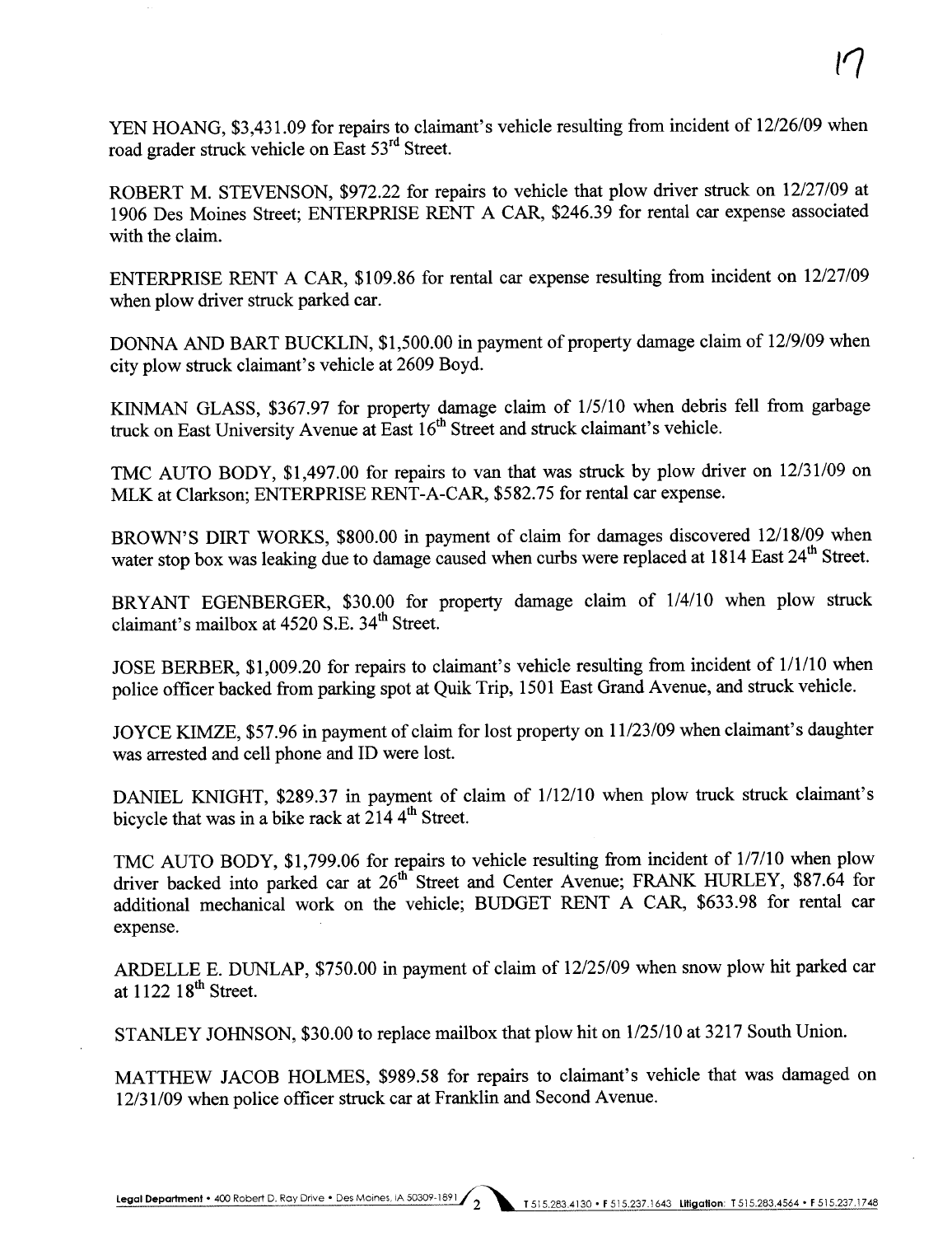YEN HOANG, $3,431.09 for repairs to claimant's vehicle resulting from incident of 12/26/09 when road grader struck vehicle on East 53rd Street.

ROBERT M. STEVENSON, $972.22 for repairs to vehicle that plow driver struck on 12/27/09 at 1906 Des Moines Street; ENTERPRISE RENT A CAR, $246.39 for rental car expense associated with the claim.

ENTERPRISE RENT A CAR, $109.86 for rental car expense resulting from incident on 12/27/09 when plow driver struck parked car.

DONNA AND BART BUCKLIN, $1,500.00 in payment of property damage claim of 12/9/09 when city plow struck claimant's vehicle at 2609 Boyd.

KINMAN GLASS, $367.97 for property damage claim of 1/5/10 when debris fell from garbage truck on East University Avenue at East 16th Street and struck claimant's vehicle.

TMC AUTO BODY, $1,497.00 for repairs to van that was struck by plow driver on 12/31/09 on MLK at Clarkson; ENTERPRISE RENT-A-CAR, $582.75 for rental car expense.

BROWN'S DIRT WORKS, $800.00 in payment of claim for damages discovered 12/18/09 when water stop box was leaking due to damage caused when curbs were replaced at 1814 East 24th Street.

BRYANT EGENBERGER, $30.00 for property damage claim of 1/4/10 when plow struck claimant's mailbox at 4520 S.E. 34th Street.

JOSE BERBER, $1,009.20 for repairs to claimant's vehicle resulting from incident of 1/1/10 when police officer backed from parking spot at Quik Trip, 1501 East Grand Avenue, and struck vehicle.

JOYCE KIMZE, $57.96 in payment of claim for lost property on 11/23/09 when claimant's daughter was arrested and cell phone and ID were lost.

DANIEL KNIGHT, $289.37 in payment of claim of 1/12/10 when plow truck struck claimant's bicycle that was in a bike rack at 214 4th Street.

TMC AUTO BODY, $1,799.06 for repairs to vehicle resulting from incident of 1/7/10 when plow driver backed into parked car at 26th Street and Center Avenue; FRANK HURLEY, $87.64 for additional mechanical work on the vehicle; BUDGET RENT A CAR, $633.98 for rental car expense.

ARDELLE E. DUNLAP, $750.00 in payment of claim of 12/25/09 when snow plow hit parked car at 1122 18th Street.

STANLEY JOHNSON, $30.00 to replace mailbox that plow hit on 1/25/10 at 3217 South Union.

MATTHEW JACOB HOLMES, $989.58 for repairs to claimant's vehicle that was damaged on 12/31/09 when police officer struck car at Franklin and Second Avenue.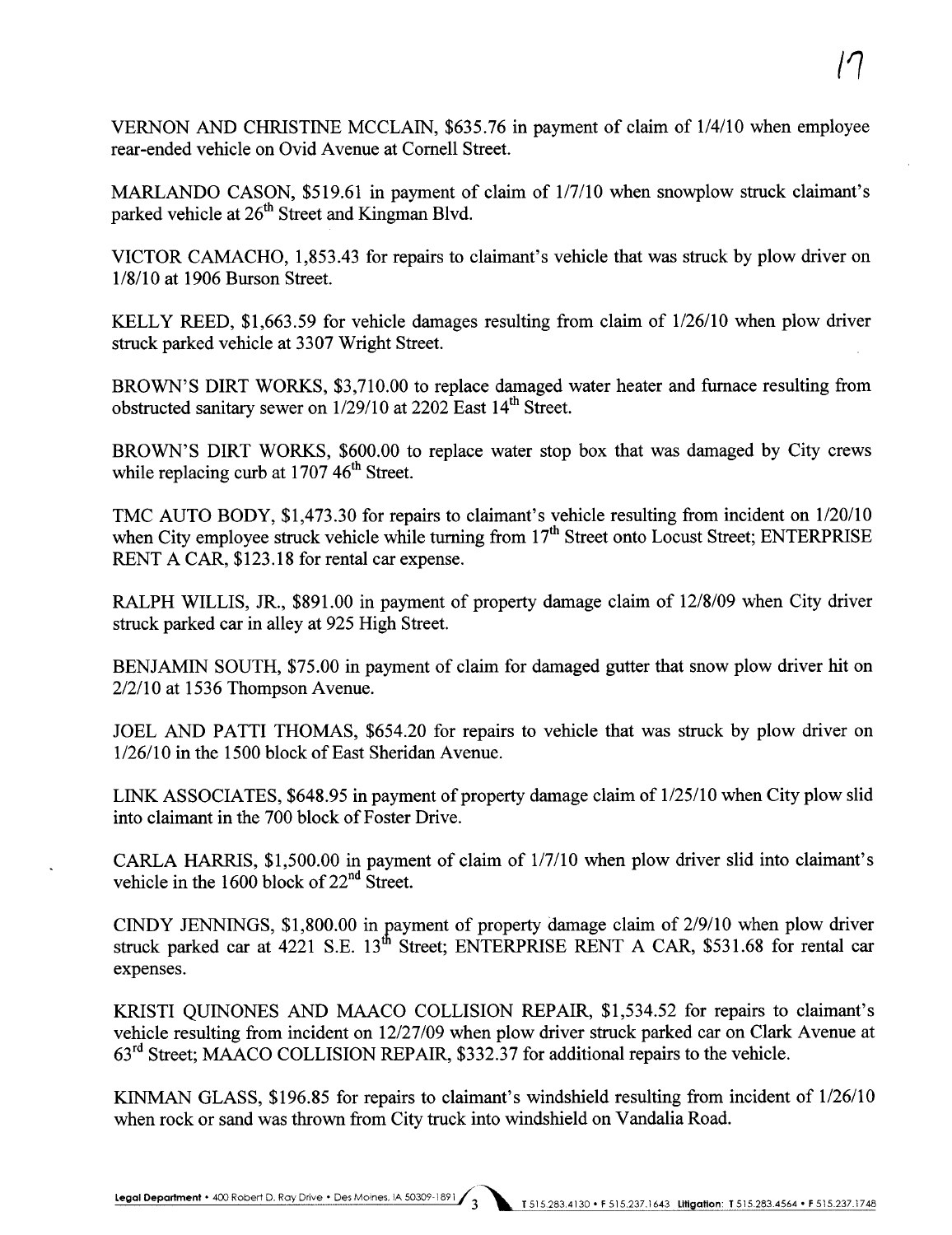VERNON AND CHRISTINE MCCLAIN, $635.76 in payment of claim of 1/4/10 when employee rear-ended vehicle on Ovid Avenue at Cornell Street.

MARLANDO CASON, $519.61 in payment of claim of 1/7/10 when snowplow struck claimant's parked vehicle at 26th Street and Kingman Blvd.

VICTOR CAMACHO, 1,853.43 for repairs to claimant's vehicle that was struck by plow driver on 1/8/10 at 1906 Burson Street.

KELLY REED, $1,663.59 for vehicle damages resulting from claim of 1/26/10 when plow driver struck parked vehicle at 3307 Wright Street.

BROWN'S DIRT WORKS, $3,710.00 to replace damaged water heater and furnace resulting from obstructed sanitary sewer on 1/29/10 at 2202 East 14th Street.

BROWN'S DIRT WORKS, $600.00 to replace water stop box that was damaged by City crews while replacing curb at 1707 46th Street.

TMC AUTO BODY, $1,473.30 for repairs to claimant's vehicle resulting from incident on 1/20/10 when City employee struck vehicle while turning from 17th Street onto Locust Street; ENTERPRISE RENT A CAR, $123.18 for rental car expense.

RALPH WILLIS, JR., $891.00 in payment of property damage claim of 12/8/09 when City driver struck parked car in alley at 925 High Street.

BENJAMIN SOUTH, $75.00 in payment of claim for damaged gutter that snow plow driver hit on 2/2/10 at 1536 Thompson Avenue.

JOEL AND PATTI THOMAS, $654.20 for repairs to vehicle that was struck by plow driver on 1/26/10 in the 1500 block of East Sheridan Avenue.

LINK ASSOCIATES, $648.95 in payment of property damage claim of 1/25/10 when City plow slid into claimant in the 700 block of Foster Drive.

CARLA HARRIS, $1,500.00 in payment of claim of 1/7/10 when plow driver slid into claimant's vehicle in the 1600 block of 22nd Street.

CINDY JENNINGS, $1,800.00 in payment of property damage claim of 2/9/10 when plow driver struck parked car at 4221 S.E. 13th Street; ENTERPRISE RENT A CAR, $531.68 for rental car expenses.

KRISTI QUINONES AND MAACO COLLISION REPAIR, $1,534.52 for repairs to claimant's vehicle resulting from incident on 12/27/09 when plow driver struck parked car on Clark Avenue at 63rd Street; MAACO COLLISION REPAIR, $332.37 for additional repairs to the vehicle.

KINMAN GLASS, $196.85 for repairs to claimant's windshield resulting from incident of 1/26/10 when rock or sand was thrown from City truck into windshield on Vandalia Road.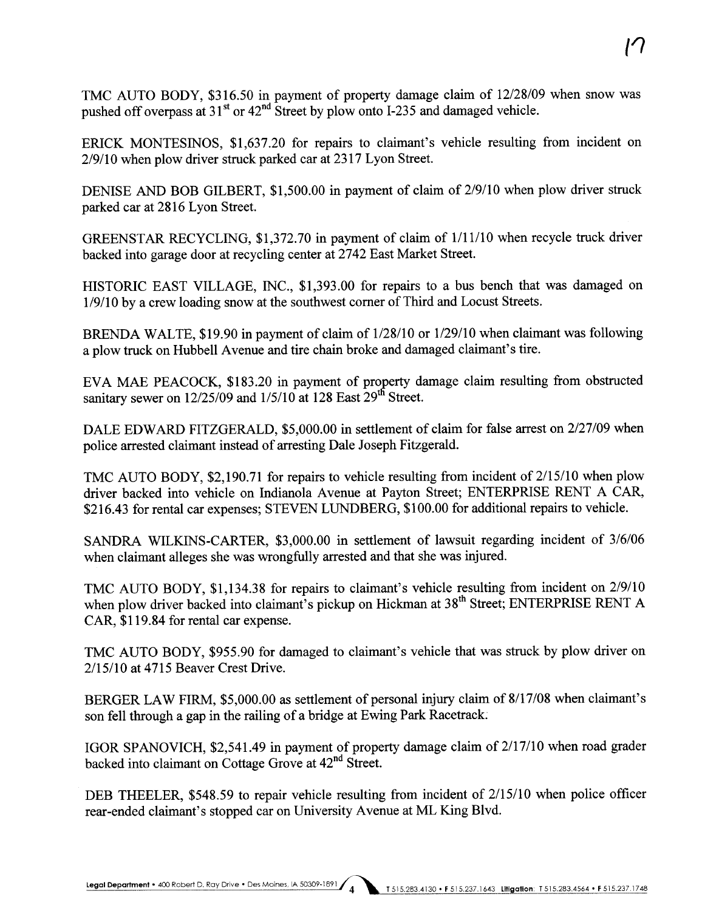TMC AUTO BODY, $316.50 in payment of property damage claim of 12/28/09 when snow was pushed off overpass at 31st or 42nd Street by plow onto I-235 and damaged vehicle.

ERICK MONTESINOS, $1,637.20 for repairs to claimant's vehicle resulting from incident on 2/9/10 when plow driver struck parked car at 2317 Lyon Street.

DENISE AND BOB GILBERT, $1,500.00 in payment of claim of 2/9/10 when plow driver struck parked car at 2816 Lyon Street.

GREENSTAR RECYCLING, $1,372.70 in payment of claim of 1/11/10 when recycle truck driver backed into garage door at recycling center at 2742 East Market Street.

HISTORIC EAST VILLAGE, INC., $1,393.00 for repairs to a bus bench that was damaged on 1/9/10 by a crew loading snow at the southwest corner of Third and Locust Streets.

BRENDA WALTE, $19.90 in payment of claim of 1/28/10 or 1/29/10 when claimant was following a plow truck on Hubbell Avenue and tire chain broke and damaged claimant's tire.

EVA MAE PEACOCK, $183.20 in payment of property damage claim resulting from obstructed sanitary sewer on 12/25/09 and 1/5/10 at 128 East 29th Street.

DALE EDWARD FITZGERALD, $5,000.00 in settlement of claim for false arrest on 2/27/09 when police arrested claimant instead of arresting Dale Joseph Fitzgerald.

TMC AUTO BODY, $2,190.71 for repairs to vehicle resulting from incident of 2/15/10 when plow driver backed into vehicle on Indianola Avenue at Payton Street; ENTERPRISE RENT A CAR, $216.43 for rental car expenses; STEVEN LUNDBERG, $100.00 for additional repairs to vehicle.

SANDRA WILKINS-CARTER, $3,000.00 in settlement of lawsuit regarding incident of 3/6/06 when claimant alleges she was wrongfully arrested and that she was injured.

TMC AUTO BODY, $1,134.38 for repairs to claimant's vehicle resulting from incident on 2/9/10 when plow driver backed into claimant's pickup on Hickman at 38th Street; ENTERPRISE RENT A CAR, $119.84 for rental car expense.

TMC AUTO BODY, $955.90 for damaged to claimant's vehicle that was struck by plow driver on 2/15/10 at 4715 Beaver Crest Drive.

BERGER LAW FIRM, $5,000.00 as settlement of personal injury claim of 8/17/08 when claimant's son fell through a gap in the railing of a bridge at Ewing Park Racetrack.

IGOR SPANOVICH, $2,541.49 in payment of property damage claim of 2/17/10 when road grader backed into claimant on Cottage Grove at 42nd Street.

DEB THEELER, $548.59 to repair vehicle resulting from incident of 2/15/10 when police officer rear-ended claimant's stopped car on University Avenue at ML King Blvd.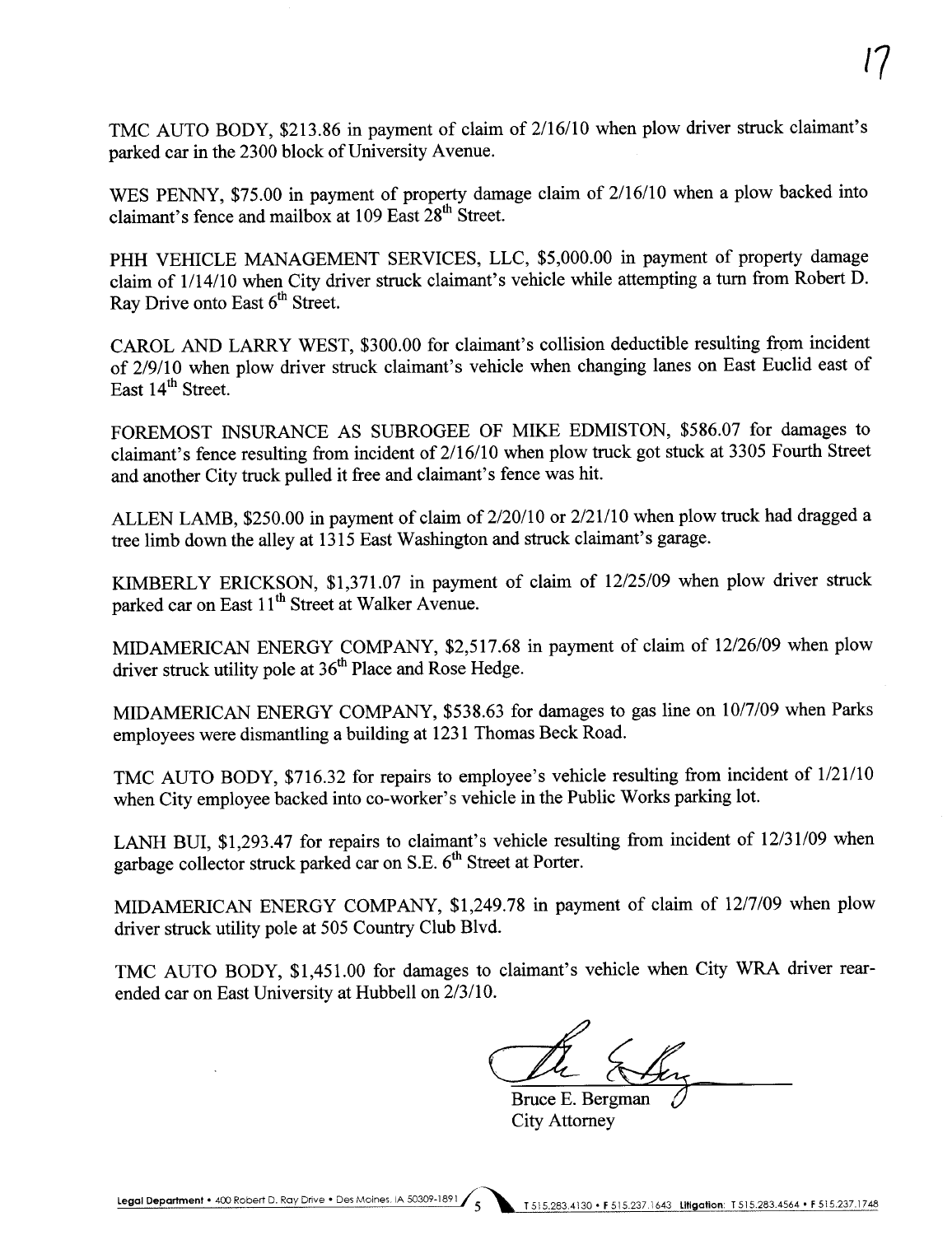TMC AUTO BODY, $213.86 in payment of claim of 2/16/10 when plow driver struck claimant's parked car in the 2300 block of University Avenue.

WES PENNY, $75.00 in payment of property damage claim of 2/16/10 when a plow backed into claimant's fence and mailbox at 109 East 28th Street.

PHH VEHICLE MANAGEMENT SERVICES, LLC, $5,000.00 in payment of property damage claim of 1/14/10 when City driver struck claimant's vehicle while attempting a turn from Robert D. Ray Drive onto East 6th Street.

CAROL AND LARRY WEST, $300.00 for claimant's collision deductible resulting from incident of 2/9/10 when plow driver struck claimant's vehicle when changing lanes on East Euclid east of East 14th Street.

FOREMOST INSURANCE AS SUBROGEE OF MIKE EDMISTON, $586.07 for damages to claimant's fence resulting from incident of 2/16/10 when plow truck got stuck at 3305 Fourth Street and another City truck pulled it free and claimant's fence was hit.

ALLEN LAMB, $250.00 in payment of claim of 2/20/10 or 2/21/10 when plow truck had dragged a tree limb down the alley at 1315 East Washington and struck claimant's garage.

KIMBERLY ERICKSON, $1,371.07 in payment of claim of 12/25/09 when plow driver struck parked car on East 11th Street at Walker Avenue.

MIDAMERICAN ENERGY COMPANY, $2,517.68 in payment of claim of 12/26/09 when plow driver struck utility pole at 36th Place and Rose Hedge.

MIDAMERICAN ENERGY COMPANY, $538.63 for damages to gas line on 10/7/09 when Parks employees were dismantling a building at 1231 Thomas Beck Road.

TMC AUTO BODY, $716.32 for repairs to employee's vehicle resulting from incident of 1/21/10 when City employee backed into co-worker's vehicle in the Public Works parking lot.

LANH BUI, $1,293.47 for repairs to claimant's vehicle resulting from incident of 12/31/09 when garbage collector struck parked car on S.E. 6th Street at Porter.

MIDAMERICAN ENERGY COMPANY, $1,249.78 in payment of claim of 12/7/09 when plow driver struck utility pole at 505 Country Club Blvd.

TMC AUTO BODY, $1,451.00 for damages to claimant's vehicle when City WRA driver rear-ended car on East University at Hubbell on 2/3/10.

Bruce E. Bergman
City Attorney

Legal Department • 400 Robert D. Ray Drive • Des Moines, IA 50309-1891 T 515.283.4130 • F 515.237.1643 Litigation: T 515.283.4564 • F 515.237.1748